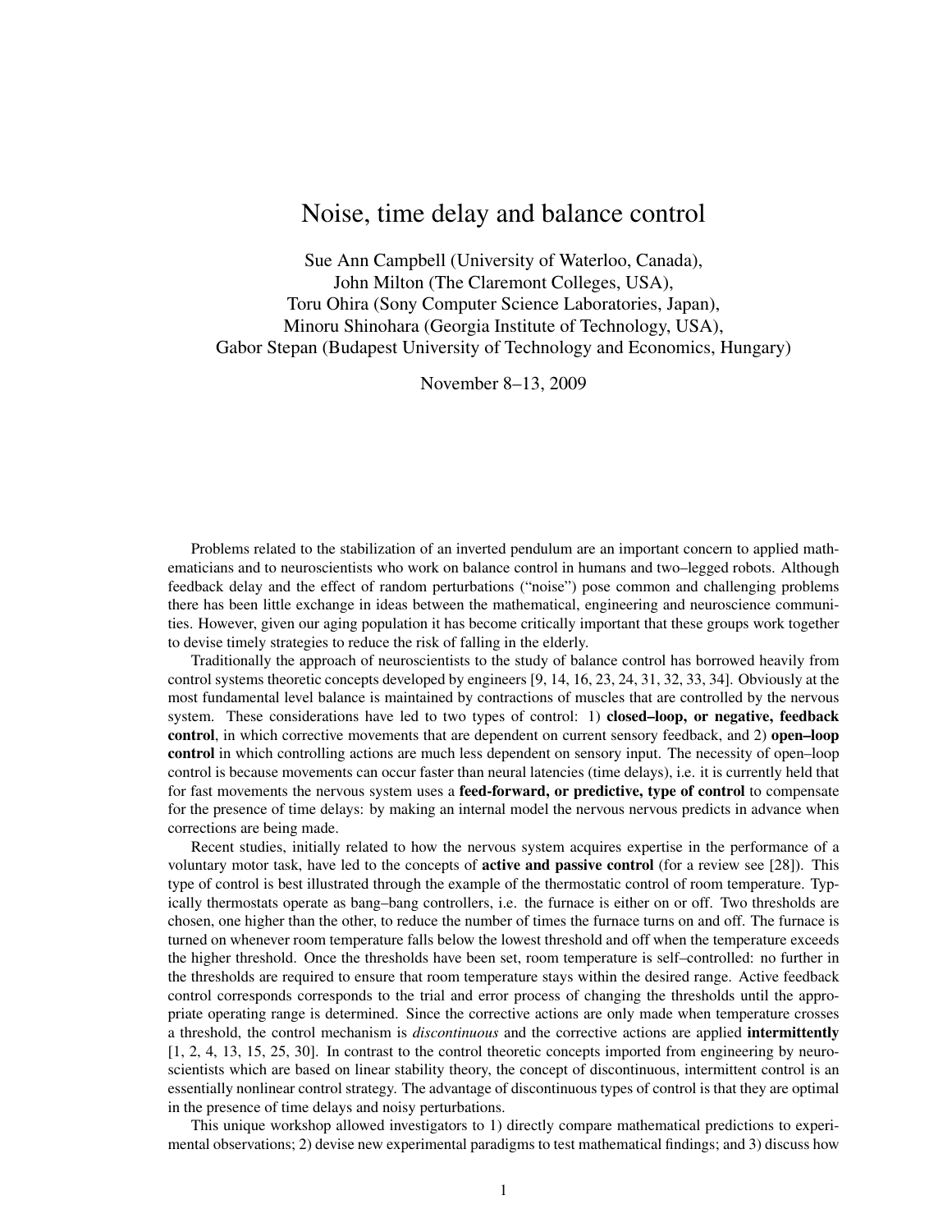# Noise, time delay and balance control

Sue Ann Campbell (University of Waterloo, Canada),
John Milton (The Claremont Colleges, USA),
Toru Ohira (Sony Computer Science Laboratories, Japan),
Minoru Shinohara (Georgia Institute of Technology, USA),
Gabor Stepan (Budapest University of Technology and Economics, Hungary)

November 8–13, 2009

Problems related to the stabilization of an inverted pendulum are an important concern to applied mathematicians and to neuroscientists who work on balance control in humans and two–legged robots. Although feedback delay and the effect of random perturbations ("noise") pose common and challenging problems there has been little exchange in ideas between the mathematical, engineering and neuroscience communities. However, given our aging population it has become critically important that these groups work together to devise timely strategies to reduce the risk of falling in the elderly.

Traditionally the approach of neuroscientists to the study of balance control has borrowed heavily from control systems theoretic concepts developed by engineers [9, 14, 16, 23, 24, 31, 32, 33, 34]. Obviously at the most fundamental level balance is maintained by contractions of muscles that are controlled by the nervous system. These considerations have led to two types of control: 1) **closed–loop, or negative, feedback control**, in which corrective movements that are dependent on current sensory feedback, and 2) **open–loop control** in which controlling actions are much less dependent on sensory input. The necessity of open–loop control is because movements can occur faster than neural latencies (time delays), i.e. it is currently held that for fast movements the nervous system uses a **feed-forward, or predictive, type of control** to compensate for the presence of time delays: by making an internal model the nervous nervous predicts in advance when corrections are being made.

Recent studies, initially related to how the nervous system acquires expertise in the performance of a voluntary motor task, have led to the concepts of **active and passive control** (for a review see [28]). This type of control is best illustrated through the example of the thermostatic control of room temperature. Typically thermostats operate as bang–bang controllers, i.e. the furnace is either on or off. Two thresholds are chosen, one higher than the other, to reduce the number of times the furnace turns on and off. The furnace is turned on whenever room temperature falls below the lowest threshold and off when the temperature exceeds the higher threshold. Once the thresholds have been set, room temperature is self–controlled: no further in the thresholds are required to ensure that room temperature stays within the desired range. Active feedback control corresponds corresponds to the trial and error process of changing the thresholds until the appropriate operating range is determined. Since the corrective actions are only made when temperature crosses a threshold, the control mechanism is *discontinuous* and the corrective actions are applied **intermittently** [1, 2, 4, 13, 15, 25, 30]. In contrast to the control theoretic concepts imported from engineering by neuroscientists which are based on linear stability theory, the concept of discontinuous, intermittent control is an essentially nonlinear control strategy. The advantage of discontinuous types of control is that they are optimal in the presence of time delays and noisy perturbations.

This unique workshop allowed investigators to 1) directly compare mathematical predictions to experimental observations; 2) devise new experimental paradigms to test mathematical findings; and 3) discuss how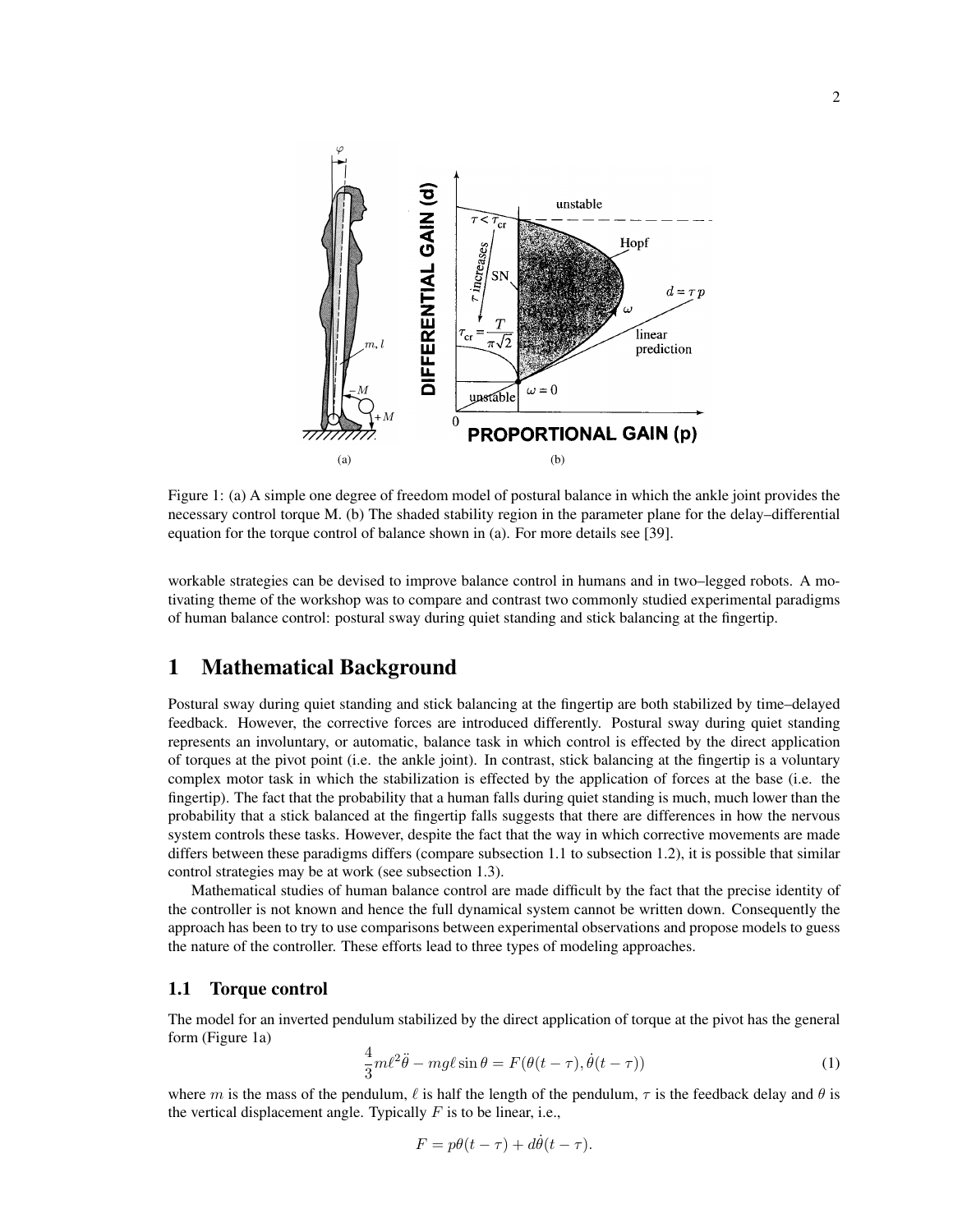Figure 1: (a) A simple one degree of freedom model of postural balance in which the ankle joint provides the necessary control torque M. (b) The shaded stability region in the parameter plane for the delay–differential equation for the torque control of balance shown in (a). For more details see [39].

workable strategies can be devised to improve balance control in humans and in two–legged robots. A motivating theme of the workshop was to compare and contrast two commonly studied experimental paradigms of human balance control: postural sway during quiet standing and stick balancing at the fingertip.

# 1 Mathematical Background

Postural sway during quiet standing and stick balancing at the fingertip are both stabilized by time–delayed feedback. However, the corrective forces are introduced differently. Postural sway during quiet standing represents an involuntary, or automatic, balance task in which control is effected by the direct application of torques at the pivot point (i.e. the ankle joint). In contrast, stick balancing at the fingertip is a voluntary complex motor task in which the stabilization is effected by the application of forces at the base (i.e. the fingertip). The fact that the probability that a human falls during quiet standing is much, much lower than the probability that a stick balanced at the fingertip falls suggests that there are differences in how the nervous system controls these tasks. However, despite the fact that the way in which corrective movements are made differs between these paradigms differs (compare subsection 1.1 to subsection 1.2), it is possible that similar control strategies may be at work (see subsection 1.3).

Mathematical studies of human balance control are made difficult by the fact that the precise identity of the controller is not known and hence the full dynamical system cannot be written down. Consequently the approach has been to try to use comparisons between experimental observations and propose models to guess the nature of the controller. These efforts lead to three types of modeling approaches.

## 1.1 Torque control

The model for an inverted pendulum stabilized by the direct application of torque at the pivot has the general form (Figure 1a)

$$\frac{4}{3}m\ell^2\ddot{\theta} - mg\ell\sin\theta = F(\theta(t-\tau), \dot{\theta}(t-\tau)) \tag{1}$$

where $m$ is the mass of the pendulum, $\ell$ is half the length of the pendulum, $\tau$ is the feedback delay and $\theta$ is the vertical displacement angle. Typically $F$ is to be linear, i.e.,

$$F = p\theta(t-\tau) + d\dot{\theta}(t-\tau).$$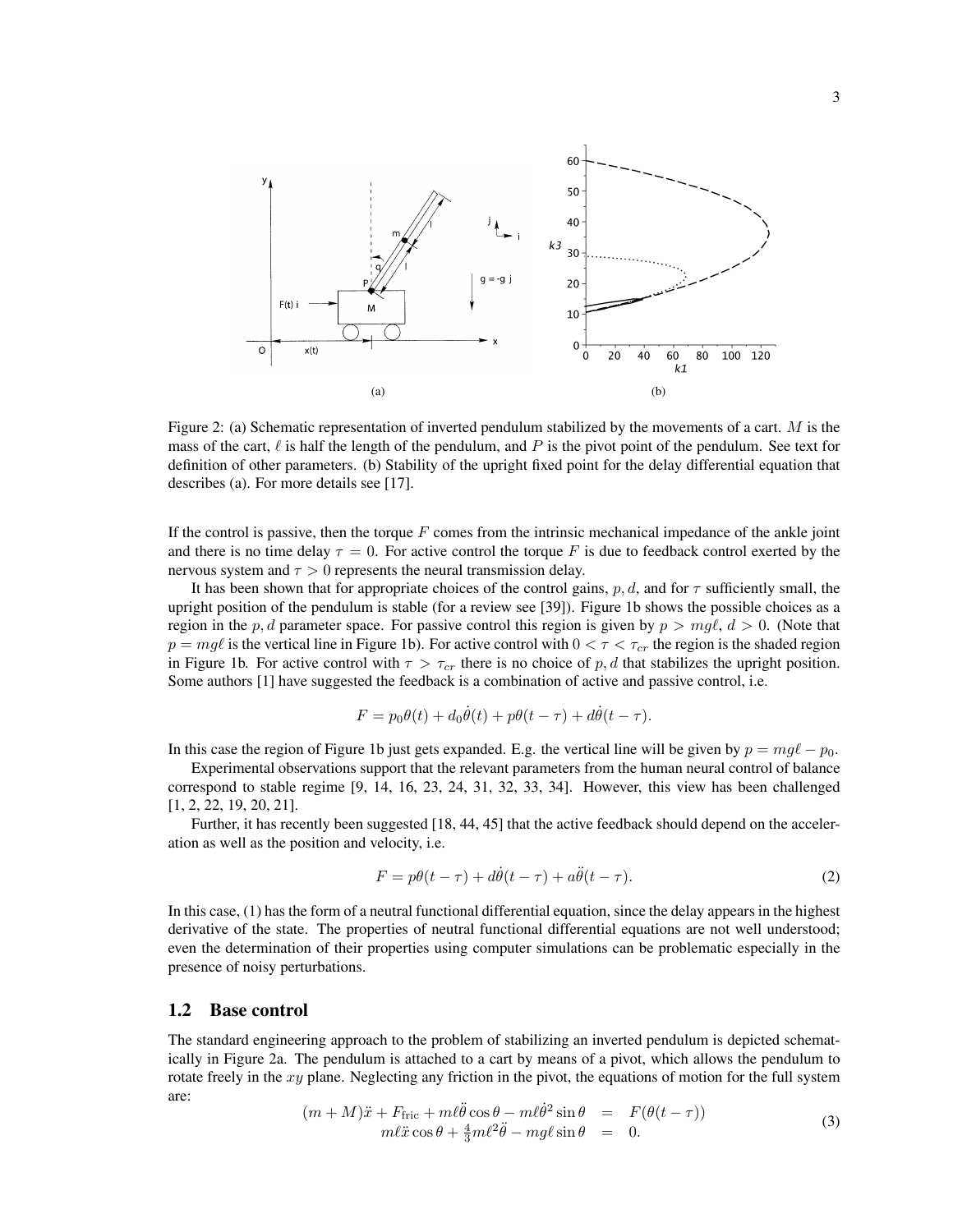(a)

(b)

Figure 2: (a) Schematic representation of inverted pendulum stabilized by the movements of a cart. $M$ is the mass of the cart, $\ell$ is half the length of the pendulum, and $P$ is the pivot point of the pendulum. See text for definition of other parameters. (b) Stability of the upright fixed point for the delay differential equation that describes (a). For more details see [17].

If the control is passive, then the torque $F$ comes from the intrinsic mechanical impedance of the ankle joint and there is no time delay $\tau = 0$. For active control the torque $F$ is due to feedback control exerted by the nervous system and $\tau > 0$ represents the neural transmission delay.

It has been shown that for appropriate choices of the control gains, $p, d$, and for $\tau$ sufficiently small, the upright position of the pendulum is stable (for a review see [39]). Figure 1b shows the possible choices as a region in the $p, d$ parameter space. For passive control this region is given by $p > mg\ell$, $d > 0$. (Note that $p = mg\ell$ is the vertical line in Figure 1b). For active control with $0 < \tau < \tau_{cr}$ the region is the shaded region in Figure 1b. For active control with $\tau > \tau_{cr}$ there is no choice of $p, d$ that stabilizes the upright position. Some authors [1] have suggested the feedback is a combination of active and passive control, i.e.

$$F = p_0\theta(t) + d_0\dot{\theta}(t) + p\theta(t-\tau) + d\dot{\theta}(t-\tau).$$

In this case the region of Figure 1b just gets expanded. E.g. the vertical line will be given by $p = mg\ell - p_0$.

Experimental observations support that the relevant parameters from the human neural control of balance correspond to stable regime [9, 14, 16, 23, 24, 31, 32, 33, 34]. However, this view has been challenged [1, 2, 22, 19, 20, 21].

Further, it has recently been suggested [18, 44, 45] that the active feedback should depend on the acceleration as well as the position and velocity, i.e.

$$F = p\theta(t-\tau) + d\dot{\theta}(t-\tau) + a\ddot{\theta}(t-\tau). \tag{2}$$

In this case, (1) has the form of a neutral functional differential equation, since the delay appears in the highest derivative of the state. The properties of neutral functional differential equations are not well understood; even the determination of their properties using computer simulations can be problematic especially in the presence of noisy perturbations.

## 1.2 Base control

The standard engineering approach to the problem of stabilizing an inverted pendulum is depicted schematically in Figure 2a. The pendulum is attached to a cart by means of a pivot, which allows the pendulum to rotate freely in the $xy$ plane. Neglecting any friction in the pivot, the equations of motion for the full system are:

$$\begin{aligned} (m+M)\ddot{x} + F_{\text{fric}} + m\ell\ddot{\theta}\cos\theta - m\ell\dot{\theta}^2\sin\theta &= F(\theta(t-\tau)) \\ m\ell\ddot{x}\cos\theta + \tfrac{4}{3}m\ell^2\ddot{\theta} - mg\ell\sin\theta &= 0. \end{aligned} \tag{3}$$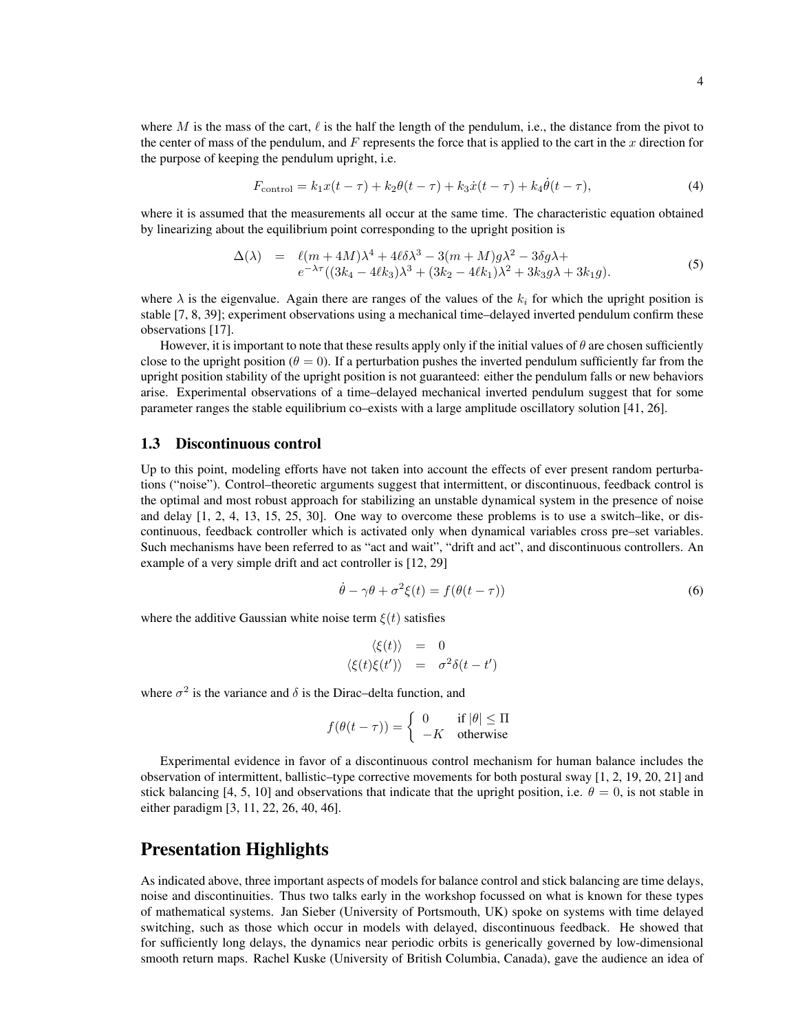where $M$ is the mass of the cart, $\ell$ is the half the length of the pendulum, i.e., the distance from the pivot to the center of mass of the pendulum, and $F$ represents the force that is applied to the cart in the $x$ direction for the purpose of keeping the pendulum upright, i.e.

$$F_{\rm control} = k_1 x(t-\tau) + k_2\theta(t-\tau) + k_3\dot{x}(t-\tau) + k_4\dot{\theta}(t-\tau), \tag{4}$$

where it is assumed that the measurements all occur at the same time. The characteristic equation obtained by linearizing about the equilibrium point corresponding to the upright position is

$$\begin{aligned} \Delta(\lambda) &= \ell(m+4M)\lambda^4 + 4\ell\delta\lambda^3 - 3(m+M)g\lambda^2 - 3\delta g\lambda + \\ & \quad e^{-\lambda\tau}((3k_4 - 4\ell k_3)\lambda^3 + (3k_2 - 4\ell k_1)\lambda^2 + 3k_3 g\lambda + 3k_1 g). \end{aligned} \tag{5}$$

where $\lambda$ is the eigenvalue. Again there are ranges of the values of the $k_i$ for which the upright position is stable [7, 8, 39]; experiment observations using a mechanical time–delayed inverted pendulum confirm these observations [17].

However, it is important to note that these results apply only if the initial values of $\theta$ are chosen sufficiently close to the upright position ($\theta = 0$). If a perturbation pushes the inverted pendulum sufficiently far from the upright position stability of the upright position is not guaranteed: either the pendulum falls or new behaviors arise. Experimental observations of a time–delayed mechanical inverted pendulum suggest that for some parameter ranges the stable equilibrium co–exists with a large amplitude oscillatory solution [41, 26].

### 1.3 Discontinuous control

Up to this point, modeling efforts have not taken into account the effects of ever present random perturbations ("noise"). Control–theoretic arguments suggest that intermittent, or discontinuous, feedback control is the optimal and most robust approach for stabilizing an unstable dynamical system in the presence of noise and delay [1, 2, 4, 13, 15, 25, 30]. One way to overcome these problems is to use a switch–like, or discontinuous, feedback controller which is activated only when dynamical variables cross pre–set variables. Such mechanisms have been referred to as "act and wait", "drift and act", and discontinuous controllers. An example of a very simple drift and act controller is [12, 29]

$$\dot{\theta} - \gamma\theta + \sigma^2\xi(t) = f(\theta(t-\tau)) \tag{6}$$

where the additive Gaussian white noise term $\xi(t)$ satisfies

$$\begin{aligned} \langle \xi(t) \rangle &= 0 \\ \langle \xi(t)\xi(t') \rangle &= \sigma^2\delta(t-t') \end{aligned}$$

where $\sigma^2$ is the variance and $\delta$ is the Dirac–delta function, and

$$f(\theta(t-\tau)) = \begin{cases} 0 & \text{if } |\theta| \leq \Pi \\ -K & \text{otherwise} \end{cases}$$

Experimental evidence in favor of a discontinuous control mechanism for human balance includes the observation of intermittent, ballistic–type corrective movements for both postural sway [1, 2, 19, 20, 21] and stick balancing [4, 5, 10] and observations that indicate that the upright position, i.e. $\theta = 0$, is not stable in either paradigm [3, 11, 22, 26, 40, 46].

## Presentation Highlights

As indicated above, three important aspects of models for balance control and stick balancing are time delays, noise and discontinuities. Thus two talks early in the workshop focussed on what is known for these types of mathematical systems. Jan Sieber (University of Portsmouth, UK) spoke on systems with time delayed switching, such as those which occur in models with delayed, discontinuous feedback. He showed that for sufficiently long delays, the dynamics near periodic orbits is generically governed by low-dimensional smooth return maps. Rachel Kuske (University of British Columbia, Canada), gave the audience an idea of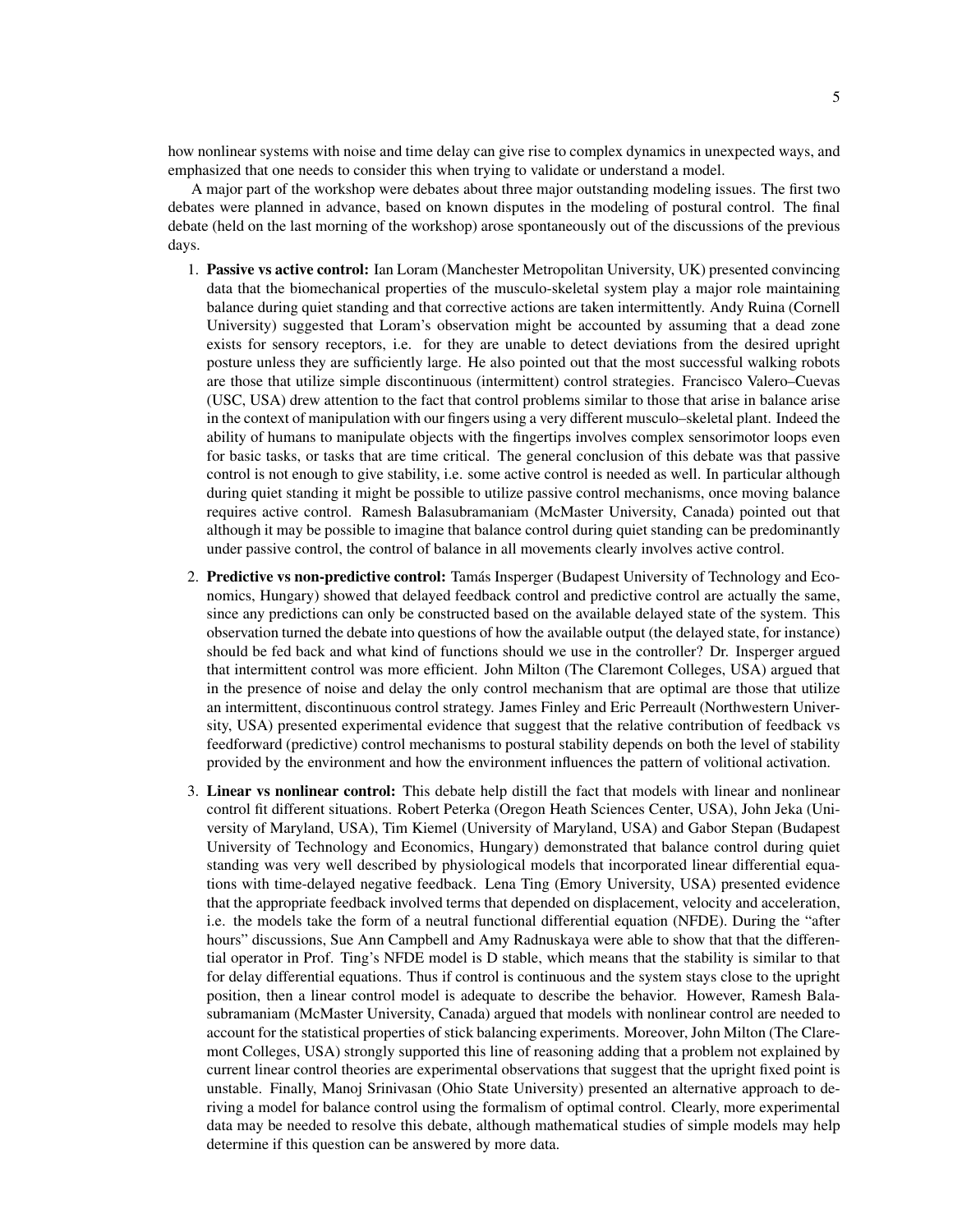how nonlinear systems with noise and time delay can give rise to complex dynamics in unexpected ways, and emphasized that one needs to consider this when trying to validate or understand a model.

A major part of the workshop were debates about three major outstanding modeling issues. The first two debates were planned in advance, based on known disputes in the modeling of postural control. The final debate (held on the last morning of the workshop) arose spontaneously out of the discussions of the previous days.

1. **Passive vs active control:** Ian Loram (Manchester Metropolitan University, UK) presented convincing data that the biomechanical properties of the musculo-skeletal system play a major role maintaining balance during quiet standing and that corrective actions are taken intermittently. Andy Ruina (Cornell University) suggested that Loram's observation might be accounted by assuming that a dead zone exists for sensory receptors, i.e. for they are unable to detect deviations from the desired upright posture unless they are sufficiently large. He also pointed out that the most successful walking robots are those that utilize simple discontinuous (intermittent) control strategies. Francisco Valero–Cuevas (USC, USA) drew attention to the fact that control problems similar to those that arise in balance arise in the context of manipulation with our fingers using a very different musculo–skeletal plant. Indeed the ability of humans to manipulate objects with the fingertips involves complex sensorimotor loops even for basic tasks, or tasks that are time critical. The general conclusion of this debate was that passive control is not enough to give stability, i.e. some active control is needed as well. In particular although during quiet standing it might be possible to utilize passive control mechanisms, once moving balance requires active control. Ramesh Balasubramaniam (McMaster University, Canada) pointed out that although it may be possible to imagine that balance control during quiet standing can be predominantly under passive control, the control of balance in all movements clearly involves active control.

2. **Predictive vs non-predictive control:** Tamás Insperger (Budapest University of Technology and Economics, Hungary) showed that delayed feedback control and predictive control are actually the same, since any predictions can only be constructed based on the available delayed state of the system. This observation turned the debate into questions of how the available output (the delayed state, for instance) should be fed back and what kind of functions should we use in the controller? Dr. Insperger argued that intermittent control was more efficient. John Milton (The Claremont Colleges, USA) argued that in the presence of noise and delay the only control mechanism that are optimal are those that utilize an intermittent, discontinuous control strategy. James Finley and Eric Perreault (Northwestern University, USA) presented experimental evidence that suggest that the relative contribution of feedback vs feedforward (predictive) control mechanisms to postural stability depends on both the level of stability provided by the environment and how the environment influences the pattern of volitional activation.

3. **Linear vs nonlinear control:** This debate help distill the fact that models with linear and nonlinear control fit different situations. Robert Peterka (Oregon Heath Sciences Center, USA), John Jeka (University of Maryland, USA), Tim Kiemel (University of Maryland, USA) and Gabor Stepan (Budapest University of Technology and Economics, Hungary) demonstrated that balance control during quiet standing was very well described by physiological models that incorporated linear differential equations with time-delayed negative feedback. Lena Ting (Emory University, USA) presented evidence that the appropriate feedback involved terms that depended on displacement, velocity and acceleration, i.e. the models take the form of a neutral functional differential equation (NFDE). During the "after hours" discussions, Sue Ann Campbell and Amy Radnuskaya were able to show that that the differential operator in Prof. Ting's NFDE model is D stable, which means that the stability is similar to that for delay differential equations. Thus if control is continuous and the system stays close to the upright position, then a linear control model is adequate to describe the behavior. However, Ramesh Balasubramaniam (McMaster University, Canada) argued that models with nonlinear control are needed to account for the statistical properties of stick balancing experiments. Moreover, John Milton (The Claremont Colleges, USA) strongly supported this line of reasoning adding that a problem not explained by current linear control theories are experimental observations that suggest that the upright fixed point is unstable. Finally, Manoj Srinivasan (Ohio State University) presented an alternative approach to deriving a model for balance control using the formalism of optimal control. Clearly, more experimental data may be needed to resolve this debate, although mathematical studies of simple models may help determine if this question can be answered by more data.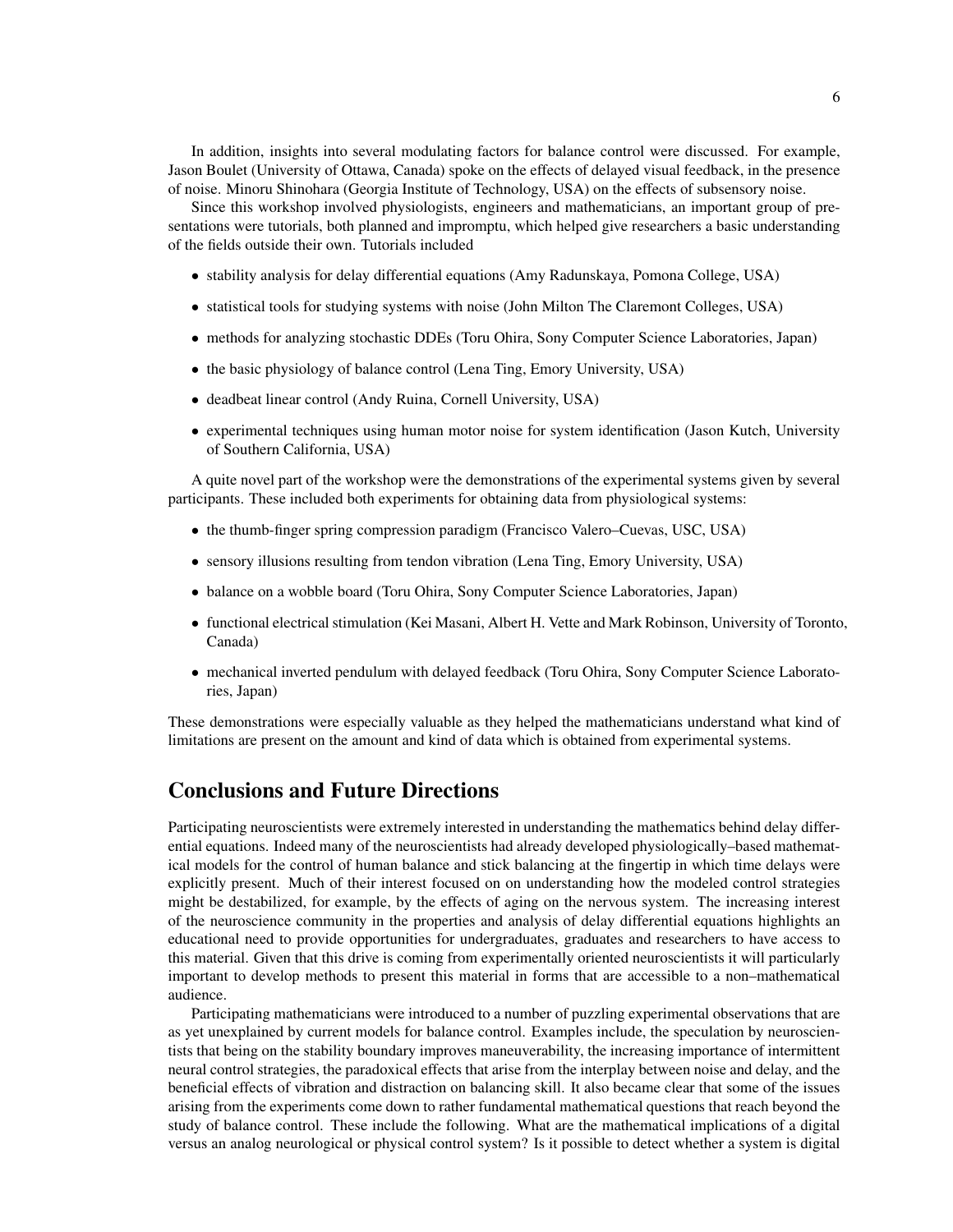In addition, insights into several modulating factors for balance control were discussed. For example, Jason Boulet (University of Ottawa, Canada) spoke on the effects of delayed visual feedback, in the presence of noise. Minoru Shinohara (Georgia Institute of Technology, USA) on the effects of subsensory noise.

Since this workshop involved physiologists, engineers and mathematicians, an important group of presentations were tutorials, both planned and impromptu, which helped give researchers a basic understanding of the fields outside their own. Tutorials included

- stability analysis for delay differential equations (Amy Radunskaya, Pomona College, USA)
- statistical tools for studying systems with noise (John Milton The Claremont Colleges, USA)
- methods for analyzing stochastic DDEs (Toru Ohira, Sony Computer Science Laboratories, Japan)
- the basic physiology of balance control (Lena Ting, Emory University, USA)
- deadbeat linear control (Andy Ruina, Cornell University, USA)
- experimental techniques using human motor noise for system identification (Jason Kutch, University of Southern California, USA)

A quite novel part of the workshop were the demonstrations of the experimental systems given by several participants. These included both experiments for obtaining data from physiological systems:

- the thumb-finger spring compression paradigm (Francisco Valero–Cuevas, USC, USA)
- sensory illusions resulting from tendon vibration (Lena Ting, Emory University, USA)
- balance on a wobble board (Toru Ohira, Sony Computer Science Laboratories, Japan)
- functional electrical stimulation (Kei Masani, Albert H. Vette and Mark Robinson, University of Toronto, Canada)
- mechanical inverted pendulum with delayed feedback (Toru Ohira, Sony Computer Science Laboratories, Japan)

These demonstrations were especially valuable as they helped the mathematicians understand what kind of limitations are present on the amount and kind of data which is obtained from experimental systems.

## Conclusions and Future Directions

Participating neuroscientists were extremely interested in understanding the mathematics behind delay differential equations. Indeed many of the neuroscientists had already developed physiologically–based mathematical models for the control of human balance and stick balancing at the fingertip in which time delays were explicitly present. Much of their interest focused on on understanding how the modeled control strategies might be destabilized, for example, by the effects of aging on the nervous system. The increasing interest of the neuroscience community in the properties and analysis of delay differential equations highlights an educational need to provide opportunities for undergraduates, graduates and researchers to have access to this material. Given that this drive is coming from experimentally oriented neuroscientists it will particularly important to develop methods to present this material in forms that are accessible to a non–mathematical audience.

Participating mathematicians were introduced to a number of puzzling experimental observations that are as yet unexplained by current models for balance control. Examples include, the speculation by neuroscientists that being on the stability boundary improves maneuverability, the increasing importance of intermittent neural control strategies, the paradoxical effects that arise from the interplay between noise and delay, and the beneficial effects of vibration and distraction on balancing skill. It also became clear that some of the issues arising from the experiments come down to rather fundamental mathematical questions that reach beyond the study of balance control. These include the following. What are the mathematical implications of a digital versus an analog neurological or physical control system? Is it possible to detect whether a system is digital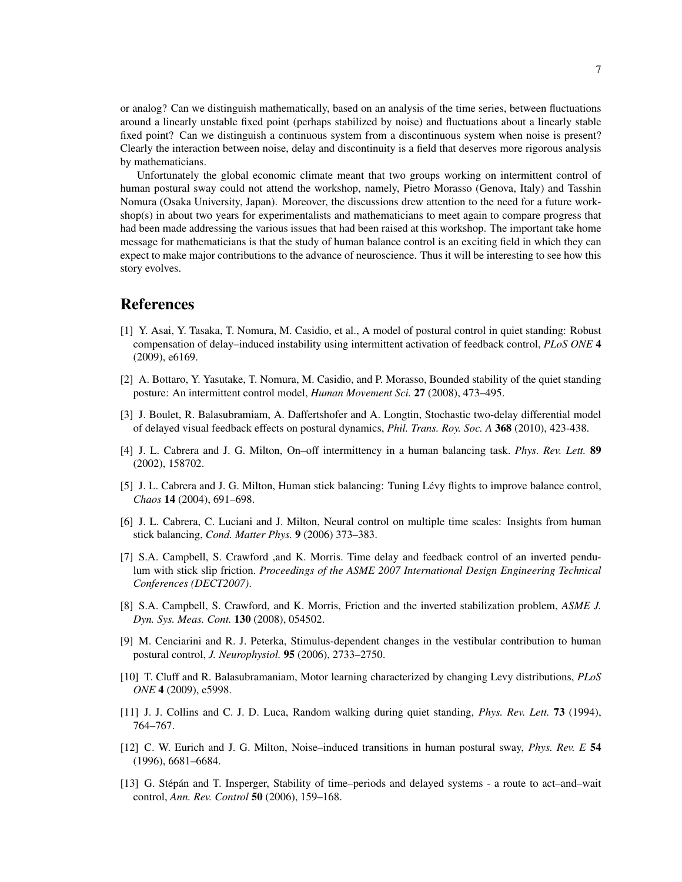or analog? Can we distinguish mathematically, based on an analysis of the time series, between fluctuations around a linearly unstable fixed point (perhaps stabilized by noise) and fluctuations about a linearly stable fixed point? Can we distinguish a continuous system from a discontinuous system when noise is present? Clearly the interaction between noise, delay and discontinuity is a field that deserves more rigorous analysis by mathematicians.

Unfortunately the global economic climate meant that two groups working on intermittent control of human postural sway could not attend the workshop, namely, Pietro Morasso (Genova, Italy) and Tasshin Nomura (Osaka University, Japan). Moreover, the discussions drew attention to the need for a future workshop(s) in about two years for experimentalists and mathematicians to meet again to compare progress that had been made addressing the various issues that had been raised at this workshop. The important take home message for mathematicians is that the study of human balance control is an exciting field in which they can expect to make major contributions to the advance of neuroscience. Thus it will be interesting to see how this story evolves.

# References

[1] Y. Asai, Y. Tasaka, T. Nomura, M. Casidio, et al., A model of postural control in quiet standing: Robust compensation of delay–induced instability using intermittent activation of feedback control, *PLoS ONE* **4** (2009), e6169.

[2] A. Bottaro, Y. Yasutake, T. Nomura, M. Casidio, and P. Morasso, Bounded stability of the quiet standing posture: An intermittent control model, *Human Movement Sci.* **27** (2008), 473–495.

[3] J. Boulet, R. Balasubramiam, A. Daffertshofer and A. Longtin, Stochastic two-delay differential model of delayed visual feedback effects on postural dynamics, *Phil. Trans. Roy. Soc. A* **368** (2010), 423-438.

[4] J. L. Cabrera and J. G. Milton, On–off intermittency in a human balancing task. *Phys. Rev. Lett.* **89** (2002), 158702.

[5] J. L. Cabrera and J. G. Milton, Human stick balancing: Tuning Lévy flights to improve balance control, *Chaos* **14** (2004), 691–698.

[6] J. L. Cabrera, C. Luciani and J. Milton, Neural control on multiple time scales: Insights from human stick balancing, *Cond. Matter Phys.* **9** (2006) 373–383.

[7] S.A. Campbell, S. Crawford ,and K. Morris. Time delay and feedback control of an inverted pendulum with stick slip friction. *Proceedings of the ASME 2007 International Design Engineering Technical Conferences (DECT2007).*

[8] S.A. Campbell, S. Crawford, and K. Morris, Friction and the inverted stabilization problem, *ASME J. Dyn. Sys. Meas. Cont.* **130** (2008), 054502.

[9] M. Cenciarini and R. J. Peterka, Stimulus-dependent changes in the vestibular contribution to human postural control, *J. Neurophysiol.* **95** (2006), 2733–2750.

[10] T. Cluff and R. Balasubramaniam, Motor learning characterized by changing Levy distributions, *PLoS ONE* **4** (2009), e5998.

[11] J. J. Collins and C. J. D. Luca, Random walking during quiet standing, *Phys. Rev. Lett.* **73** (1994), 764–767.

[12] C. W. Eurich and J. G. Milton, Noise–induced transitions in human postural sway, *Phys. Rev. E* **54** (1996), 6681–6684.

[13] G. Stépán and T. Insperger, Stability of time–periods and delayed systems - a route to act–and–wait control, *Ann. Rev. Control* **50** (2006), 159–168.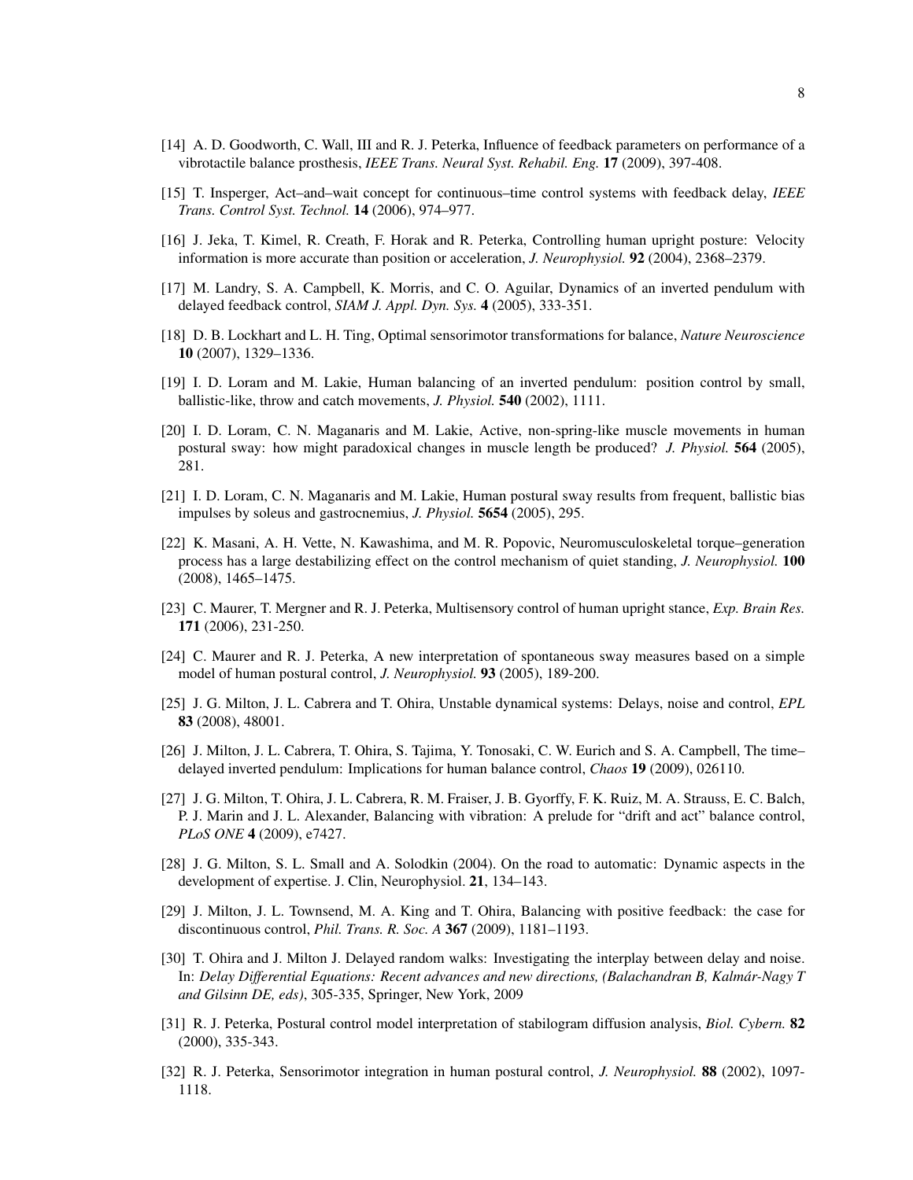[14] A. D. Goodworth, C. Wall, III and R. J. Peterka, Influence of feedback parameters on performance of a vibrotactile balance prosthesis, *IEEE Trans. Neural Syst. Rehabil. Eng.* **17** (2009), 397-408.

[15] T. Insperger, Act–and–wait concept for continuous–time control systems with feedback delay, *IEEE Trans. Control Syst. Technol.* **14** (2006), 974–977.

[16] J. Jeka, T. Kimel, R. Creath, F. Horak and R. Peterka, Controlling human upright posture: Velocity information is more accurate than position or acceleration, *J. Neurophysiol.* **92** (2004), 2368–2379.

[17] M. Landry, S. A. Campbell, K. Morris, and C. O. Aguilar, Dynamics of an inverted pendulum with delayed feedback control, *SIAM J. Appl. Dyn. Sys.* **4** (2005), 333-351.

[18] D. B. Lockhart and L. H. Ting, Optimal sensorimotor transformations for balance, *Nature Neuroscience* **10** (2007), 1329–1336.

[19] I. D. Loram and M. Lakie, Human balancing of an inverted pendulum: position control by small, ballistic-like, throw and catch movements, *J. Physiol.* **540** (2002), 1111.

[20] I. D. Loram, C. N. Maganaris and M. Lakie, Active, non-spring-like muscle movements in human postural sway: how might paradoxical changes in muscle length be produced? *J. Physiol.* **564** (2005), 281.

[21] I. D. Loram, C. N. Maganaris and M. Lakie, Human postural sway results from frequent, ballistic bias impulses by soleus and gastrocnemius, *J. Physiol.* **5654** (2005), 295.

[22] K. Masani, A. H. Vette, N. Kawashima, and M. R. Popovic, Neuromusculoskeletal torque–generation process has a large destabilizing effect on the control mechanism of quiet standing, *J. Neurophysiol.* **100** (2008), 1465–1475.

[23] C. Maurer, T. Mergner and R. J. Peterka, Multisensory control of human upright stance, *Exp. Brain Res.* **171** (2006), 231-250.

[24] C. Maurer and R. J. Peterka, A new interpretation of spontaneous sway measures based on a simple model of human postural control, *J. Neurophysiol.* **93** (2005), 189-200.

[25] J. G. Milton, J. L. Cabrera and T. Ohira, Unstable dynamical systems: Delays, noise and control, *EPL* **83** (2008), 48001.

[26] J. Milton, J. L. Cabrera, T. Ohira, S. Tajima, Y. Tonosaki, C. W. Eurich and S. A. Campbell, The time–delayed inverted pendulum: Implications for human balance control, *Chaos* **19** (2009), 026110.

[27] J. G. Milton, T. Ohira, J. L. Cabrera, R. M. Fraiser, J. B. Gyorffy, F. K. Ruiz, M. A. Strauss, E. C. Balch, P. J. Marin and J. L. Alexander, Balancing with vibration: A prelude for "drift and act" balance control, *PLoS ONE* **4** (2009), e7427.

[28] J. G. Milton, S. L. Small and A. Solodkin (2004). On the road to automatic: Dynamic aspects in the development of expertise. J. Clin, Neurophysiol. **21**, 134–143.

[29] J. Milton, J. L. Townsend, M. A. King and T. Ohira, Balancing with positive feedback: the case for discontinuous control, *Phil. Trans. R. Soc. A* **367** (2009), 1181–1193.

[30] T. Ohira and J. Milton J. Delayed random walks: Investigating the interplay between delay and noise. In: *Delay Differential Equations: Recent advances and new directions, (Balachandran B, Kalmár-Nagy T and Gilsinn DE, eds)*, 305-335, Springer, New York, 2009

[31] R. J. Peterka, Postural control model interpretation of stabilogram diffusion analysis, *Biol. Cybern.* **82** (2000), 335-343.

[32] R. J. Peterka, Sensorimotor integration in human postural control, *J. Neurophysiol.* **88** (2002), 1097-1118.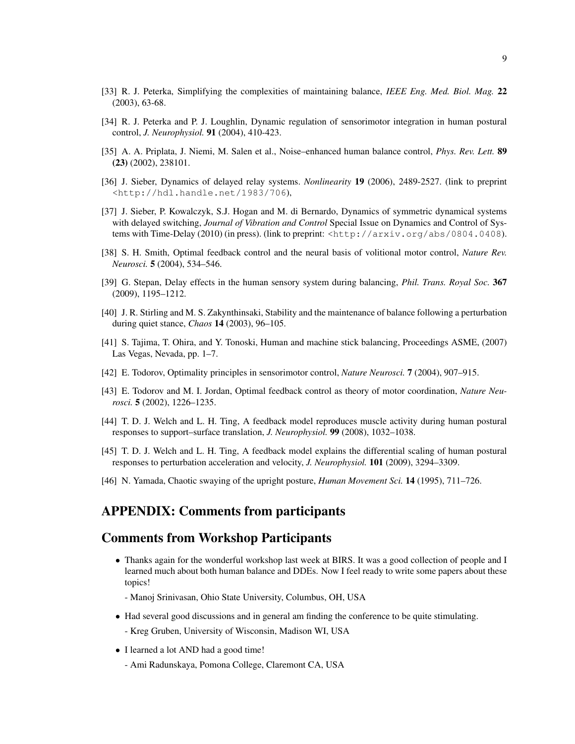[33] R. J. Peterka, Simplifying the complexities of maintaining balance, *IEEE Eng. Med. Biol. Mag.* **22** (2003), 63-68.

[34] R. J. Peterka and P. J. Loughlin, Dynamic regulation of sensorimotor integration in human postural control, *J. Neurophysiol.* **91** (2004), 410-423.

[35] A. A. Priplata, J. Niemi, M. Salen et al., Noise–enhanced human balance control, *Phys. Rev. Lett.* **89** **(23)** (2002), 238101.

[36] J. Sieber, Dynamics of delayed relay systems. *Nonlinearity* **19** (2006), 2489-2527. (link to preprint `<http://hdl.handle.net/1983/706`),

[37] J. Sieber, P. Kowalczyk, S.J. Hogan and M. di Bernardo, Dynamics of symmetric dynamical systems with delayed switching, *Journal of Vibration and Control* Special Issue on Dynamics and Control of Systems with Time-Delay (2010) (in press). (link to preprint: `<http://arxiv.org/abs/0804.0408`).

[38] S. H. Smith, Optimal feedback control and the neural basis of volitional motor control, *Nature Rev. Neurosci.* **5** (2004), 534–546.

[39] G. Stepan, Delay effects in the human sensory system during balancing, *Phil. Trans. Royal Soc.* **367** (2009), 1195–1212.

[40] J. R. Stirling and M. S. Zakynthinsaki, Stability and the maintenance of balance following a perturbation during quiet stance, *Chaos* **14** (2003), 96–105.

[41] S. Tajima, T. Ohira, and Y. Tonoski, Human and machine stick balancing, Proceedings ASME, (2007) Las Vegas, Nevada, pp. 1–7.

[42] E. Todorov, Optimality principles in sensorimotor control, *Nature Neurosci.* **7** (2004), 907–915.

[43] E. Todorov and M. I. Jordan, Optimal feedback control as theory of motor coordination, *Nature Neurosci.* **5** (2002), 1226–1235.

[44] T. D. J. Welch and L. H. Ting, A feedback model reproduces muscle activity during human postural responses to support–surface translation, *J. Neurophysiol.* **99** (2008), 1032–1038.

[45] T. D. J. Welch and L. H. Ting, A feedback model explains the differential scaling of human postural responses to perturbation acceleration and velocity, *J. Neurophysiol.* **101** (2009), 3294–3309.

[46] N. Yamada, Chaotic swaying of the upright posture, *Human Movement Sci.* **14** (1995), 711–726.

# APPENDIX: Comments from participants

# Comments from Workshop Participants

- Thanks again for the wonderful workshop last week at BIRS. It was a good collection of people and I learned much about both human balance and DDEs. Now I feel ready to write some papers about these topics!

  - Manoj Srinivasan, Ohio State University, Columbus, OH, USA

- Had several good discussions and in general am finding the conference to be quite stimulating.

  - Kreg Gruben, University of Wisconsin, Madison WI, USA

- I learned a lot AND had a good time!

  - Ami Radunskaya, Pomona College, Claremont CA, USA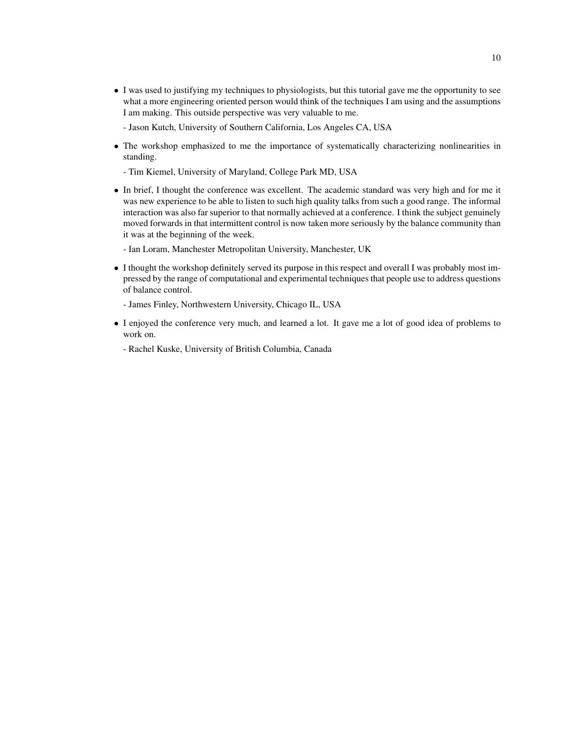- I was used to justifying my techniques to physiologists, but this tutorial gave me the opportunity to see what a more engineering oriented person would think of the techniques I am using and the assumptions I am making. This outside perspective was very valuable to me.

  - Jason Kutch, University of Southern California, Los Angeles CA, USA

- The workshop emphasized to me the importance of systematically characterizing nonlinearities in standing.

  - Tim Kiemel, University of Maryland, College Park MD, USA

- In brief, I thought the conference was excellent. The academic standard was very high and for me it was new experience to be able to listen to such high quality talks from such a good range. The informal interaction was also far superior to that normally achieved at a conference. I think the subject genuinely moved forwards in that intermittent control is now taken more seriously by the balance community than it was at the beginning of the week.

  - Ian Loram, Manchester Metropolitan University, Manchester, UK

- I thought the workshop definitely served its purpose in this respect and overall I was probably most impressed by the range of computational and experimental techniques that people use to address questions of balance control.

  - James Finley, Northwestern University, Chicago IL, USA

- I enjoyed the conference very much, and learned a lot. It gave me a lot of good idea of problems to work on.

  - Rachel Kuske, University of British Columbia, Canada